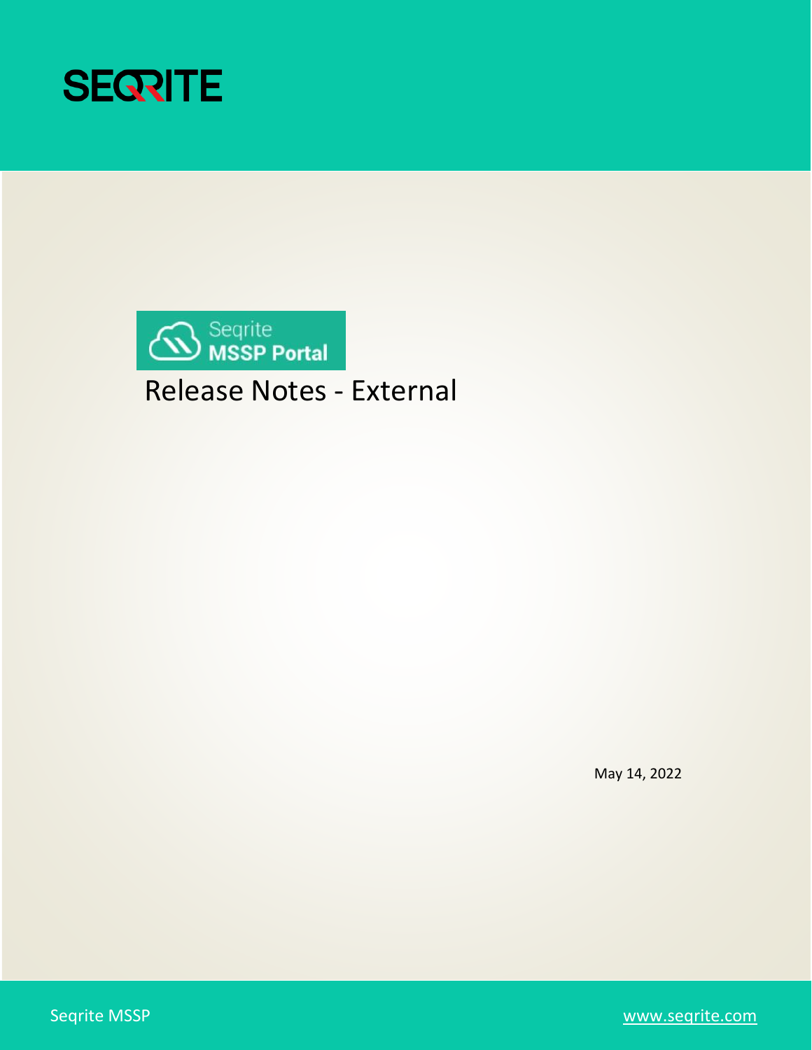SEQRITE

Seqrite MSSP Portal

# Release Notes - External

May 14, 2022

Seqrite MSSP

www.seqrite.com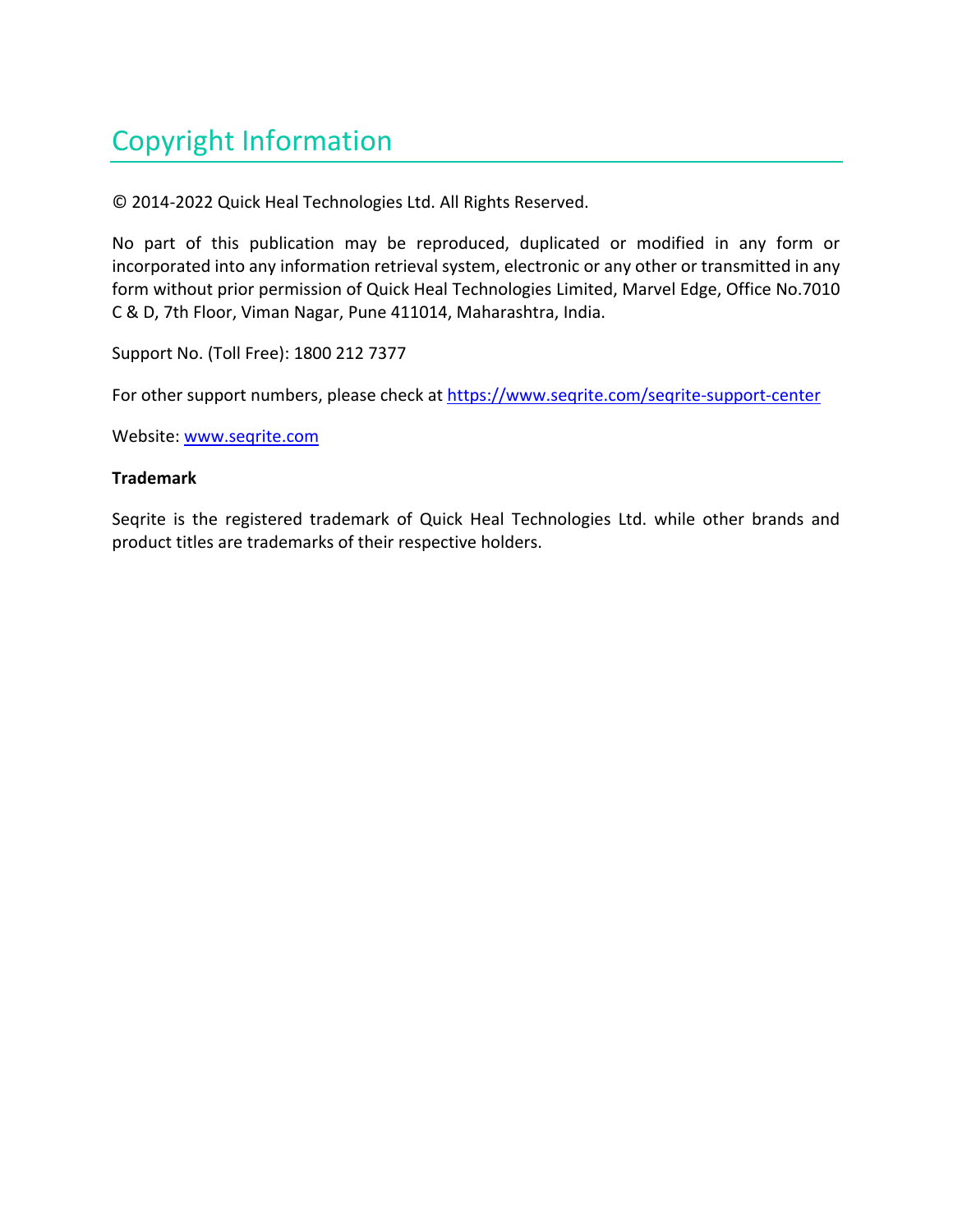# Copyright Information

© 2014-2022 Quick Heal Technologies Ltd. All Rights Reserved.

No part of this publication may be reproduced, duplicated or modified in any form or incorporated into any information retrieval system, electronic or any other or transmitted in any form without prior permission of Quick Heal Technologies Limited, Marvel Edge, Office No.7010 C & D, 7th Floor, Viman Nagar, Pune 411014, Maharashtra, India.

Support No. (Toll Free): 1800 212 7377

For other support numbers, please check at [https://www.seqrite.com/seqrite-support-center](https://www.seqrite.com/seqrite-support-center)

Website: [www.seqrite.com](http://www.seqrite.com)

**Trademark**

Seqrite is the registered trademark of Quick Heal Technologies Ltd. while other brands and product titles are trademarks of their respective holders.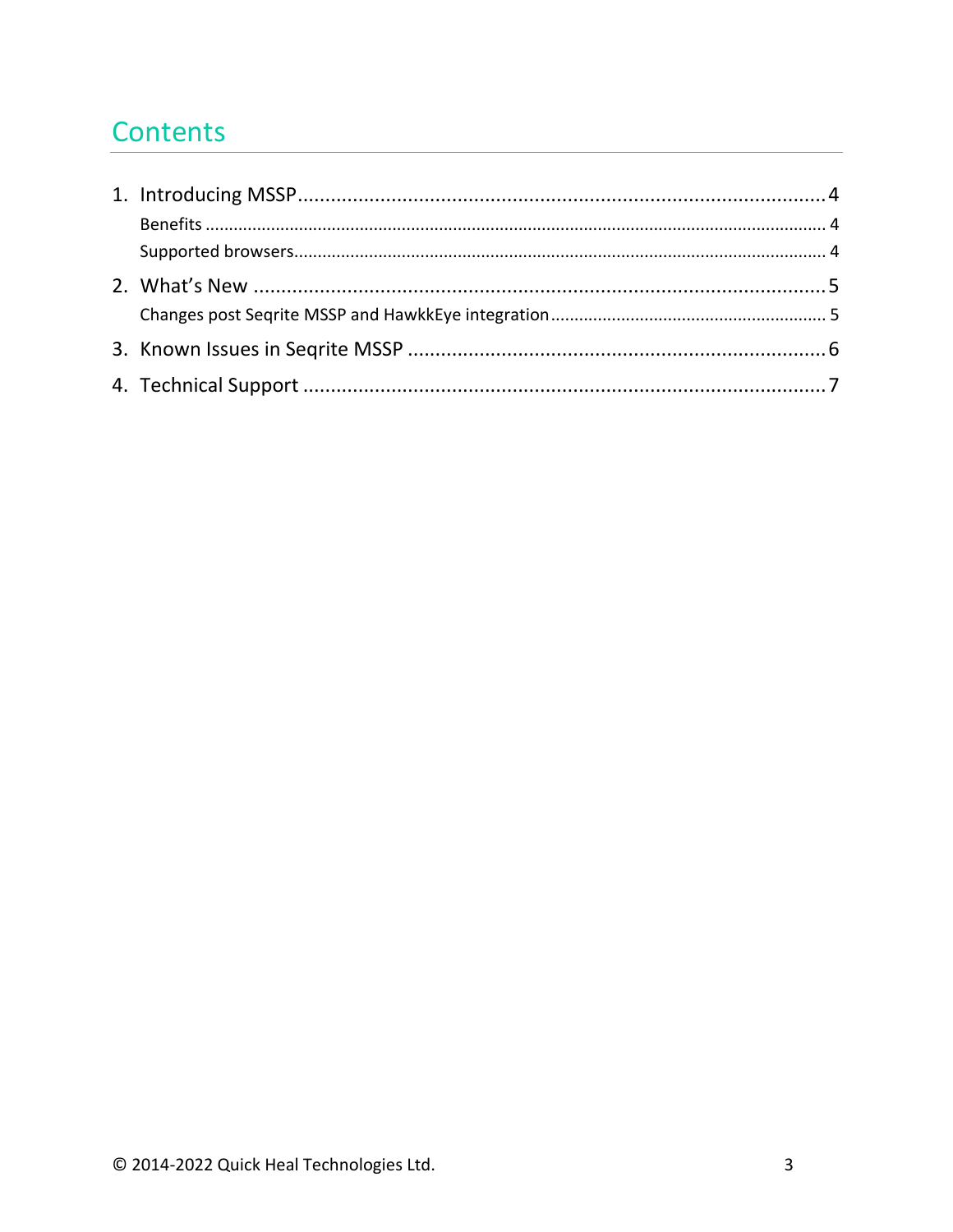# Contents

1. Introducing MSSP ........................................................ 4
   - Benefits ........................................................ 4
   - Supported browsers ........................................................ 4
2. What's New ........................................................ 5
   - Changes post Seqrite MSSP and HawkkEye integration ........................................................ 5
3. Known Issues in Seqrite MSSP ........................................................ 6
4. Technical Support ........................................................ 7

© 2014-2022 Quick Heal Technologies Ltd.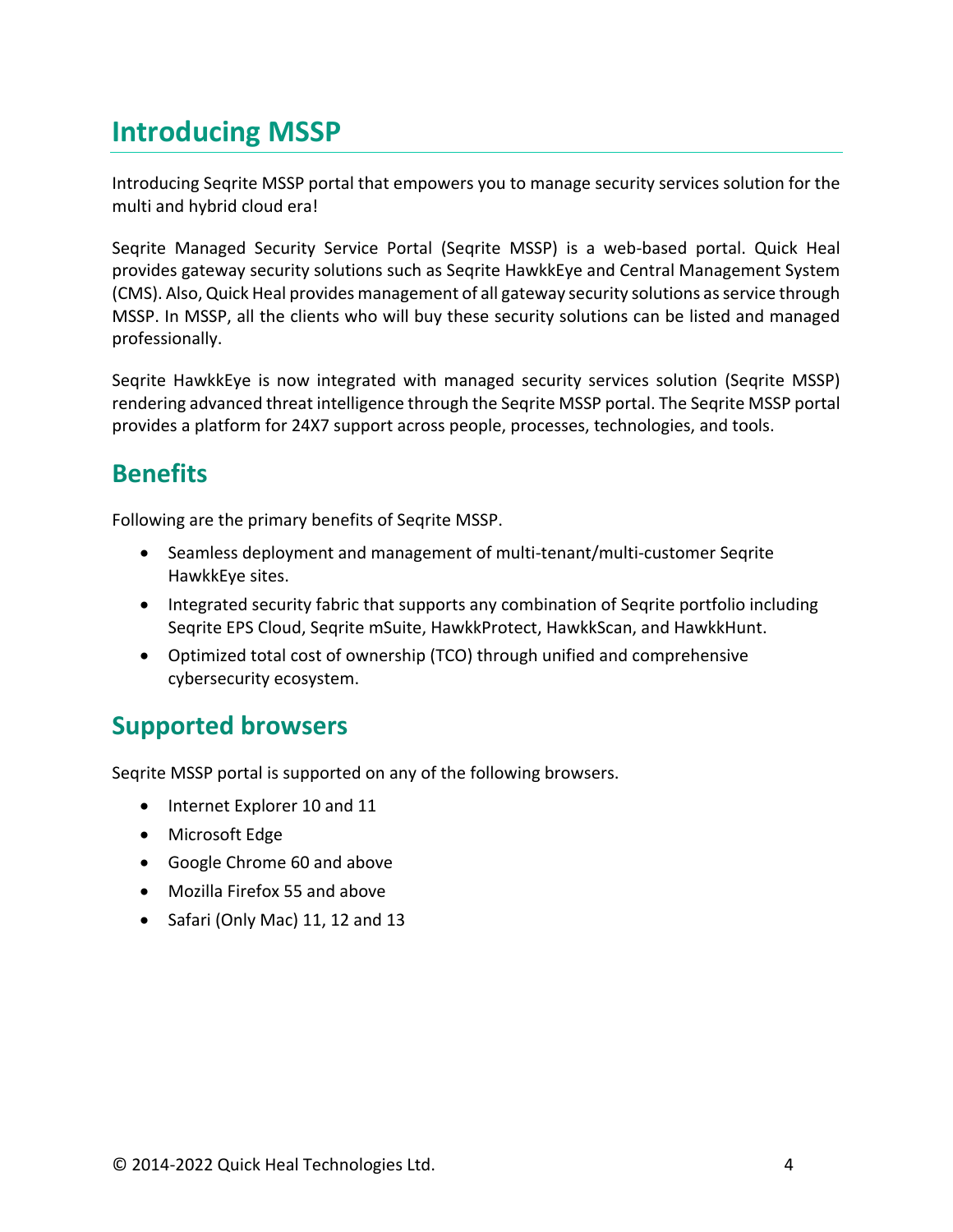# Introducing MSSP

Introducing Seqrite MSSP portal that empowers you to manage security services solution for the multi and hybrid cloud era!

Seqrite Managed Security Service Portal (Seqrite MSSP) is a web-based portal. Quick Heal provides gateway security solutions such as Seqrite HawkkEye and Central Management System (CMS). Also, Quick Heal provides management of all gateway security solutions as service through MSSP. In MSSP, all the clients who will buy these security solutions can be listed and managed professionally.

Seqrite HawkkEye is now integrated with managed security services solution (Seqrite MSSP) rendering advanced threat intelligence through the Seqrite MSSP portal. The Seqrite MSSP portal provides a platform for 24X7 support across people, processes, technologies, and tools.

## Benefits

Following are the primary benefits of Seqrite MSSP.

- Seamless deployment and management of multi-tenant/multi-customer Seqrite HawkkEye sites.
- Integrated security fabric that supports any combination of Seqrite portfolio including Seqrite EPS Cloud, Seqrite mSuite, HawkkProtect, HawkkScan, and HawkkHunt.
- Optimized total cost of ownership (TCO) through unified and comprehensive cybersecurity ecosystem.

## Supported browsers

Seqrite MSSP portal is supported on any of the following browsers.

- Internet Explorer 10 and 11
- Microsoft Edge
- Google Chrome 60 and above
- Mozilla Firefox 55 and above
- Safari (Only Mac) 11, 12 and 13

© 2014-2022 Quick Heal Technologies Ltd.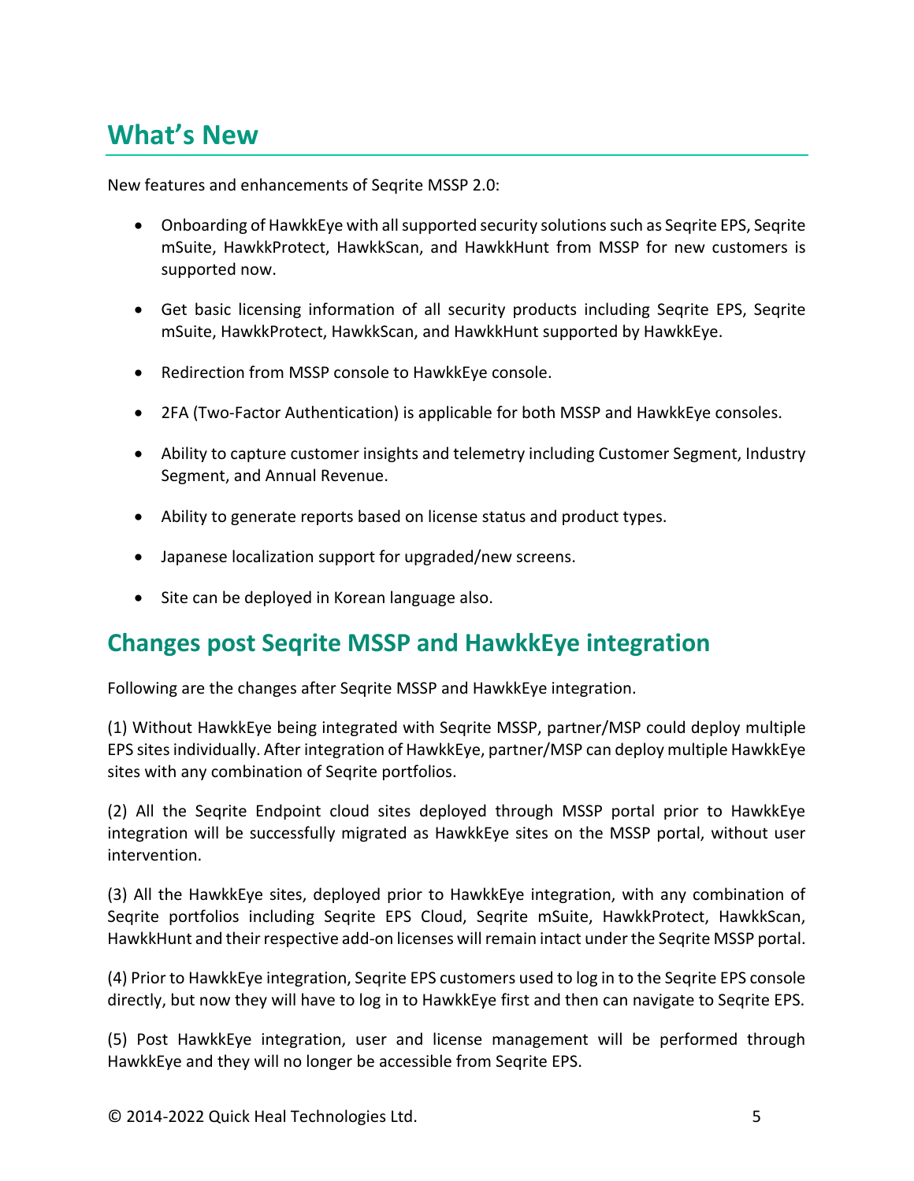# What's New

New features and enhancements of Seqrite MSSP 2.0:

- Onboarding of HawkkEye with all supported security solutions such as Seqrite EPS, Seqrite mSuite, HawkkProtect, HawkkScan, and HawkkHunt from MSSP for new customers is supported now.
- Get basic licensing information of all security products including Seqrite EPS, Seqrite mSuite, HawkkProtect, HawkkScan, and HawkkHunt supported by HawkkEye.
- Redirection from MSSP console to HawkkEye console.
- 2FA (Two-Factor Authentication) is applicable for both MSSP and HawkkEye consoles.
- Ability to capture customer insights and telemetry including Customer Segment, Industry Segment, and Annual Revenue.
- Ability to generate reports based on license status and product types.
- Japanese localization support for upgraded/new screens.
- Site can be deployed in Korean language also.

## Changes post Seqrite MSSP and HawkkEye integration

Following are the changes after Seqrite MSSP and HawkkEye integration.

(1) Without HawkkEye being integrated with Seqrite MSSP, partner/MSP could deploy multiple EPS sites individually. After integration of HawkkEye, partner/MSP can deploy multiple HawkkEye sites with any combination of Seqrite portfolios.

(2) All the Seqrite Endpoint cloud sites deployed through MSSP portal prior to HawkkEye integration will be successfully migrated as HawkkEye sites on the MSSP portal, without user intervention.

(3) All the HawkkEye sites, deployed prior to HawkkEye integration, with any combination of Seqrite portfolios including Seqrite EPS Cloud, Seqrite mSuite, HawkkProtect, HawkkScan, HawkkHunt and their respective add-on licenses will remain intact under the Seqrite MSSP portal.

(4) Prior to HawkkEye integration, Seqrite EPS customers used to log in to the Seqrite EPS console directly, but now they will have to log in to HawkkEye first and then can navigate to Seqrite EPS.

(5) Post HawkkEye integration, user and license management will be performed through HawkkEye and they will no longer be accessible from Seqrite EPS.

© 2014-2022 Quick Heal Technologies Ltd.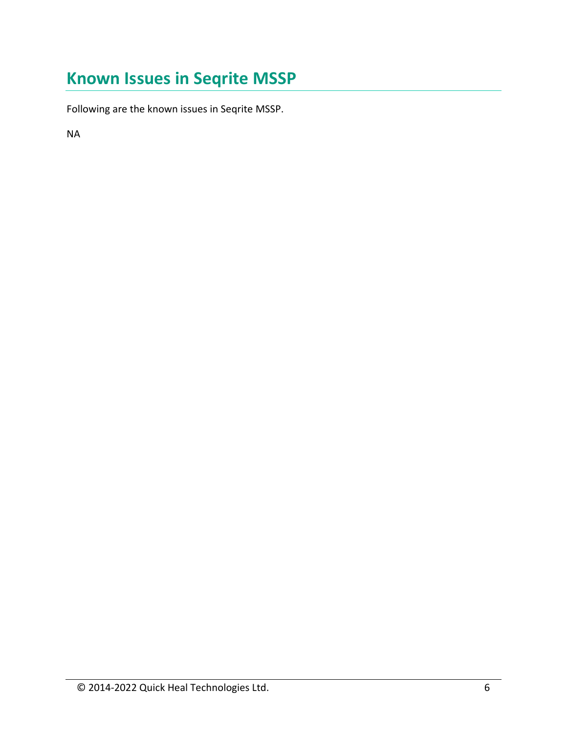# Known Issues in Seqrite MSSP

Following are the known issues in Seqrite MSSP.

NA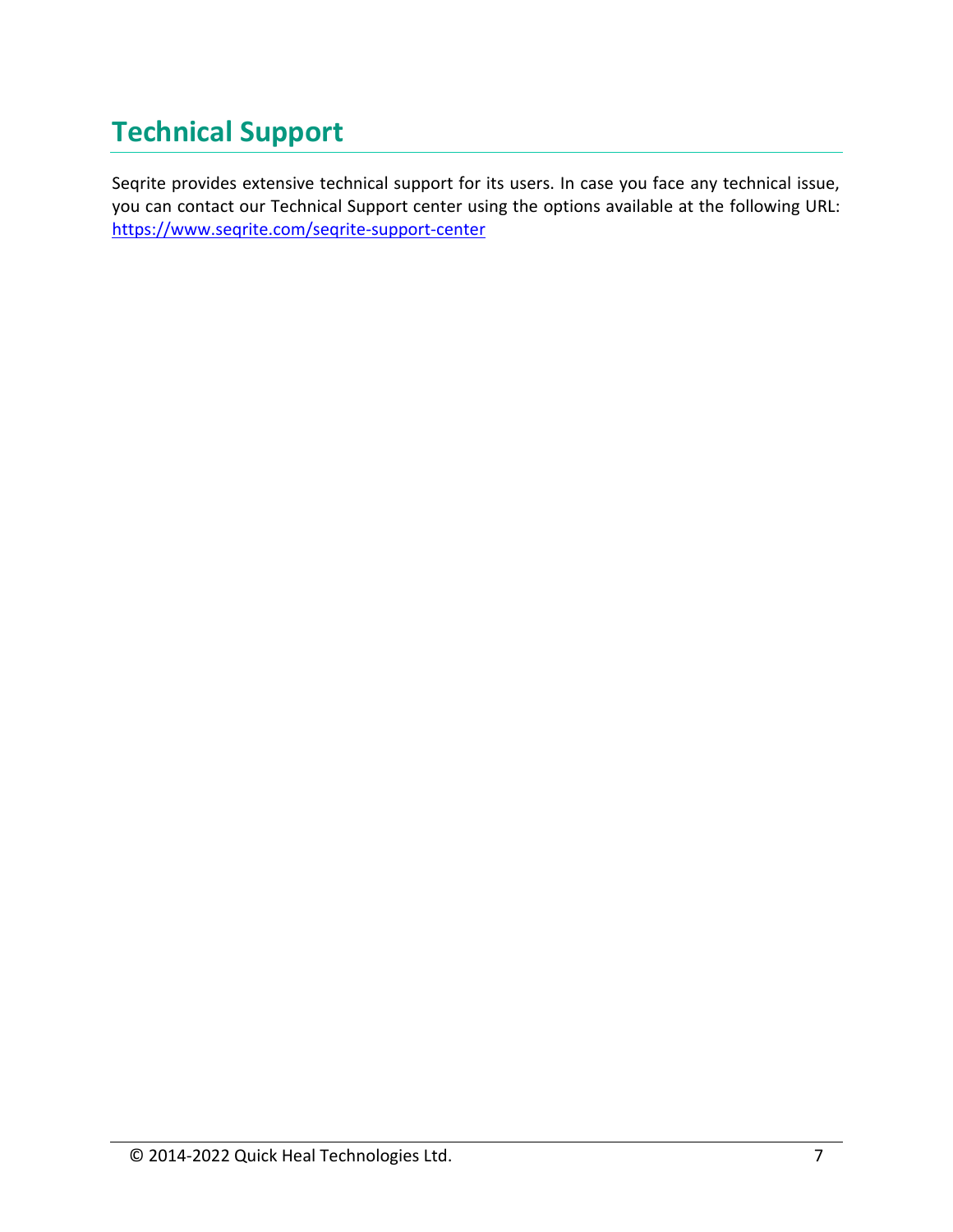# Technical Support

Seqrite provides extensive technical support for its users. In case you face any technical issue, you can contact our Technical Support center using the options available at the following URL: https://www.seqrite.com/seqrite-support-center